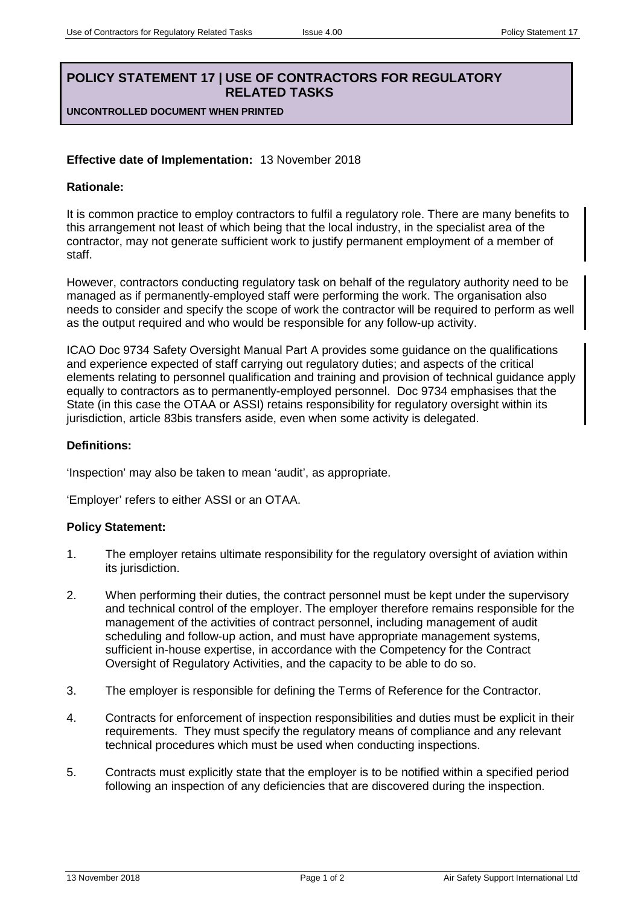# POLICY STATEMENT 17 | USE OF CONTRACTORS FOR REGULATORY RELATED TASKS

**UNCONTROLLED DOCUMENT WHEN PRINTED**

**Effective date of Implementation:** 13 November 2018

**Rationale:**

It is common practice to employ contractors to fulfil a regulatory role. There are many benefits to this arrangement not least of which being that the local industry, in the specialist area of the contractor, may not generate sufficient work to justify permanent employment of a member of staff.

However, contractors conducting regulatory task on behalf of the regulatory authority need to be managed as if permanently-employed staff were performing the work. The organisation also needs to consider and specify the scope of work the contractor will be required to perform as well as the output required and who would be responsible for any follow-up activity.

ICAO Doc 9734 Safety Oversight Manual Part A provides some guidance on the qualifications and experience expected of staff carrying out regulatory duties; and aspects of the critical elements relating to personnel qualification and training and provision of technical guidance apply equally to contractors as to permanently-employed personnel. Doc 9734 emphasises that the State (in this case the OTAA or ASSI) retains responsibility for regulatory oversight within its jurisdiction, article 83bis transfers aside, even when some activity is delegated.

**Definitions:**

'Inspection' may also be taken to mean 'audit', as appropriate.

'Employer' refers to either ASSI or an OTAA.

**Policy Statement:**

1. The employer retains ultimate responsibility for the regulatory oversight of aviation within its jurisdiction.

2. When performing their duties, the contract personnel must be kept under the supervisory and technical control of the employer. The employer therefore remains responsible for the management of the activities of contract personnel, including management of audit scheduling and follow-up action, and must have appropriate management systems, sufficient in-house expertise, in accordance with the Competency for the Contract Oversight of Regulatory Activities, and the capacity to be able to do so.

3. The employer is responsible for defining the Terms of Reference for the Contractor.

4. Contracts for enforcement of inspection responsibilities and duties must be explicit in their requirements. They must specify the regulatory means of compliance and any relevant technical procedures which must be used when conducting inspections.

5. Contracts must explicitly state that the employer is to be notified within a specified period following an inspection of any deficiencies that are discovered during the inspection.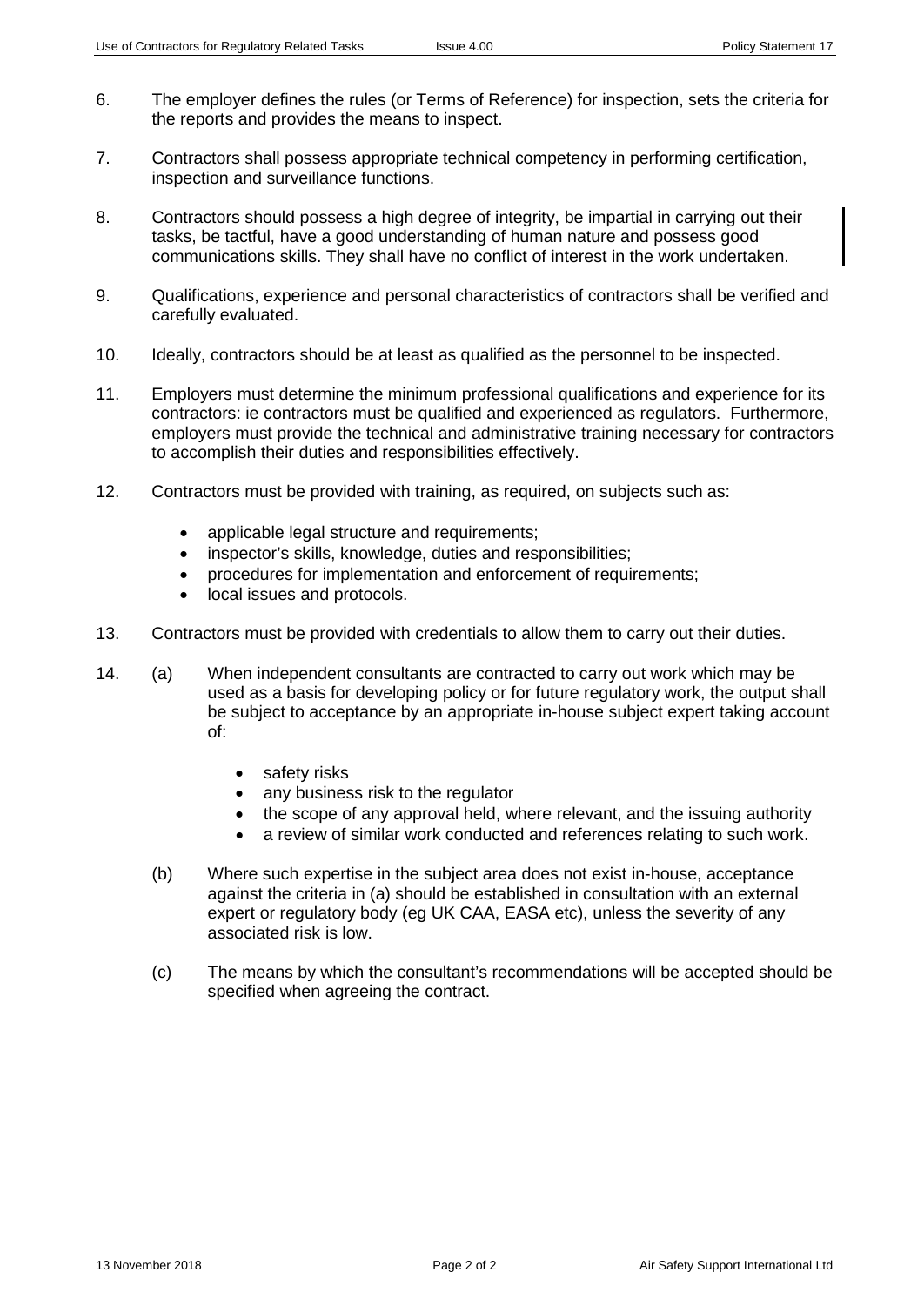6. The employer defines the rules (or Terms of Reference) for inspection, sets the criteria for the reports and provides the means to inspect.

7. Contractors shall possess appropriate technical competency in performing certification, inspection and surveillance functions.

8. Contractors should possess a high degree of integrity, be impartial in carrying out their tasks, be tactful, have a good understanding of human nature and possess good communications skills. They shall have no conflict of interest in the work undertaken.

9. Qualifications, experience and personal characteristics of contractors shall be verified and carefully evaluated.

10. Ideally, contractors should be at least as qualified as the personnel to be inspected.

11. Employers must determine the minimum professional qualifications and experience for its contractors: ie contractors must be qualified and experienced as regulators. Furthermore, employers must provide the technical and administrative training necessary for contractors to accomplish their duties and responsibilities effectively.

12. Contractors must be provided with training, as required, on subjects such as:

    - applicable legal structure and requirements;
    - inspector's skills, knowledge, duties and responsibilities;
    - procedures for implementation and enforcement of requirements;
    - local issues and protocols.

13. Contractors must be provided with credentials to allow them to carry out their duties.

14. (a) When independent consultants are contracted to carry out work which may be used as a basis for developing policy or for future regulatory work, the output shall be subject to acceptance by an appropriate in-house subject expert taking account of:

    - safety risks
    - any business risk to the regulator
    - the scope of any approval held, where relevant, and the issuing authority
    - a review of similar work conducted and references relating to such work.

    (b) Where such expertise in the subject area does not exist in-house, acceptance against the criteria in (a) should be established in consultation with an external expert or regulatory body (eg UK CAA, EASA etc), unless the severity of any associated risk is low.

    (c) The means by which the consultant's recommendations will be accepted should be specified when agreeing the contract.